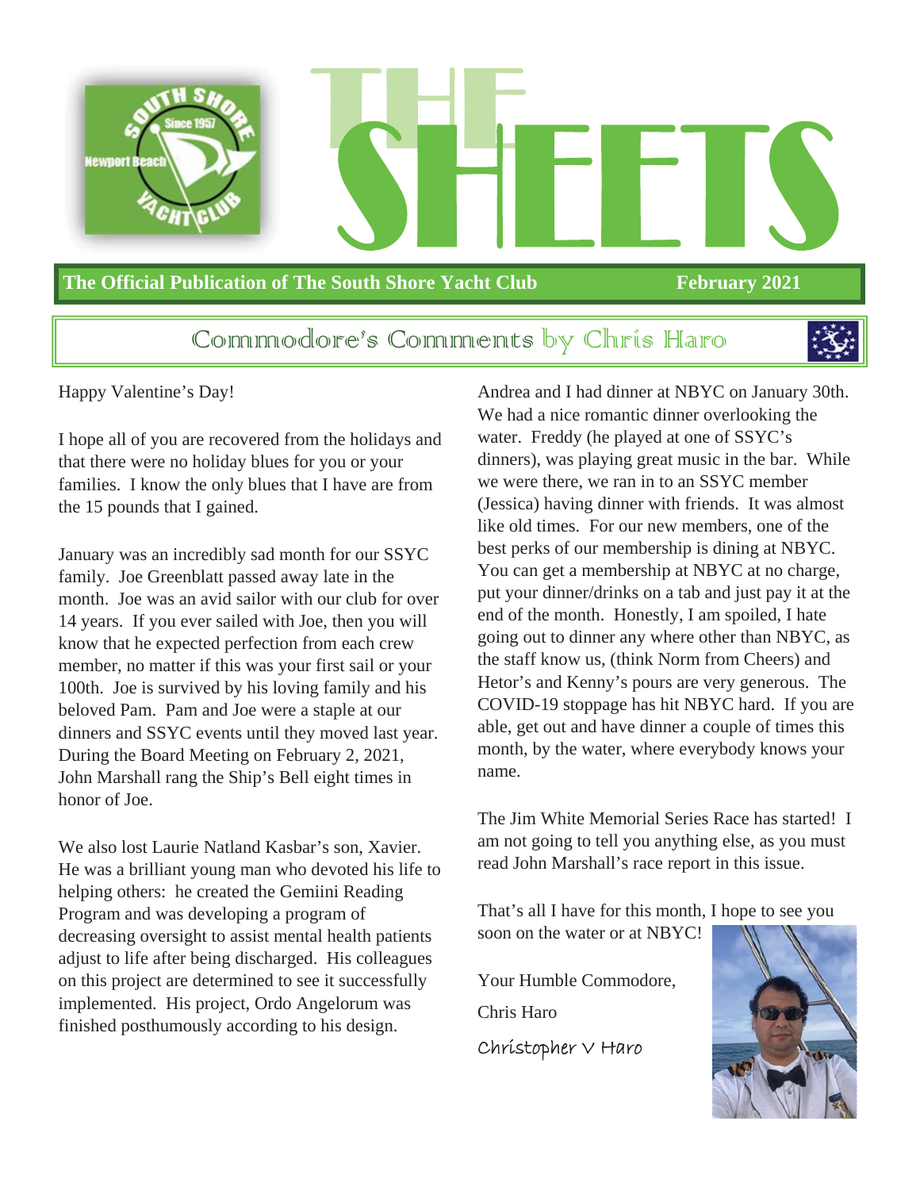# THE SHEETS

**The Official Publication of The South Shore Yacht Club** **February 2021**

## Commodore's Comments by Chris Haro

Happy Valentine's Day!

I hope all of you are recovered from the holidays and that there were no holiday blues for you or your families. I know the only blues that I have are from the 15 pounds that I gained.

January was an incredibly sad month for our SSYC family. Joe Greenblatt passed away late in the month. Joe was an avid sailor with our club for over 14 years. If you ever sailed with Joe, then you will know that he expected perfection from each crew member, no matter if this was your first sail or your 100th. Joe is survived by his loving family and his beloved Pam. Pam and Joe were a staple at our dinners and SSYC events until they moved last year. During the Board Meeting on February 2, 2021, John Marshall rang the Ship's Bell eight times in honor of Joe.

We also lost Laurie Natland Kasbar's son, Xavier. He was a brilliant young man who devoted his life to helping others: he created the Gemiini Reading Program and was developing a program of decreasing oversight to assist mental health patients adjust to life after being discharged. His colleagues on this project are determined to see it successfully implemented. His project, Ordo Angelorum was finished posthumously according to his design.

Andrea and I had dinner at NBYC on January 30th. We had a nice romantic dinner overlooking the water. Freddy (he played at one of SSYC's dinners), was playing great music in the bar. While we were there, we ran in to an SSYC member (Jessica) having dinner with friends. It was almost like old times. For our new members, one of the best perks of our membership is dining at NBYC. You can get a membership at NBYC at no charge, put your dinner/drinks on a tab and just pay it at the end of the month. Honestly, I am spoiled, I hate going out to dinner any where other than NBYC, as the staff know us, (think Norm from Cheers) and Hetor's and Kenny's pours are very generous. The COVID-19 stoppage has hit NBYC hard. If you are able, get out and have dinner a couple of times this month, by the water, where everybody knows your name.

The Jim White Memorial Series Race has started! I am not going to tell you anything else, as you must read John Marshall's race report in this issue.

That's all I have for this month, I hope to see you soon on the water or at NBYC!

Your Humble Commodore,

Chris Haro

*Christopher V Haro*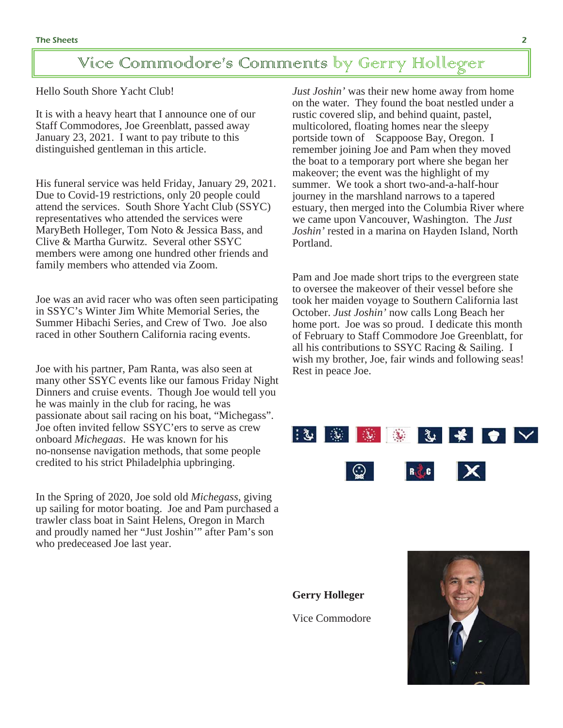# Vice Commodore's Comments by Gerry Holleger

Hello South Shore Yacht Club!

It is with a heavy heart that I announce one of our Staff Commodores, Joe Greenblatt, passed away January 23, 2021. I want to pay tribute to this distinguished gentleman in this article.

His funeral service was held Friday, January 29, 2021. Due to Covid-19 restrictions, only 20 people could attend the services. South Shore Yacht Club (SSYC) representatives who attended the services were MaryBeth Holleger, Tom Noto & Jessica Bass, and Clive & Martha Gurwitz. Several other SSYC members were among one hundred other friends and family members who attended via Zoom.

Joe was an avid racer who was often seen participating in SSYC's Winter Jim White Memorial Series, the Summer Hibachi Series, and Crew of Two. Joe also raced in other Southern California racing events.

Joe with his partner, Pam Ranta, was also seen at many other SSYC events like our famous Friday Night Dinners and cruise events. Though Joe would tell you he was mainly in the club for racing, he was passionate about sail racing on his boat, "Michegass". Joe often invited fellow SSYC'ers to serve as crew onboard *Michegaas*. He was known for his no-nonsense navigation methods, that some people credited to his strict Philadelphia upbringing.

In the Spring of 2020, Joe sold old *Michegass*, giving up sailing for motor boating. Joe and Pam purchased a trawler class boat in Saint Helens, Oregon in March and proudly named her "Just Joshin'" after Pam's son who predeceased Joe last year. *Just Joshin'* was their new home away from home on the water. They found the boat nestled under a rustic covered slip, and behind quaint, pastel, multicolored, floating homes near the sleepy portside town of Scappoose Bay, Oregon. I remember joining Joe and Pam when they moved the boat to a temporary port where she began her makeover; the event was the highlight of my summer. We took a short two-and-a-half-hour journey in the marshland narrows to a tapered estuary, then merged into the Columbia River where we came upon Vancouver, Washington. The *Just Joshin'* rested in a marina on Hayden Island, North Portland.

Pam and Joe made short trips to the evergreen state to oversee the makeover of their vessel before she took her maiden voyage to Southern California last October. *Just Joshin'* now calls Long Beach her home port. Joe was so proud. I dedicate this month of February to Staff Commodore Joe Greenblatt, for all his contributions to SSYC Racing & Sailing. I wish my brother, Joe, fair winds and following seas! Rest in peace Joe.

**Gerry Holleger**

Vice Commodore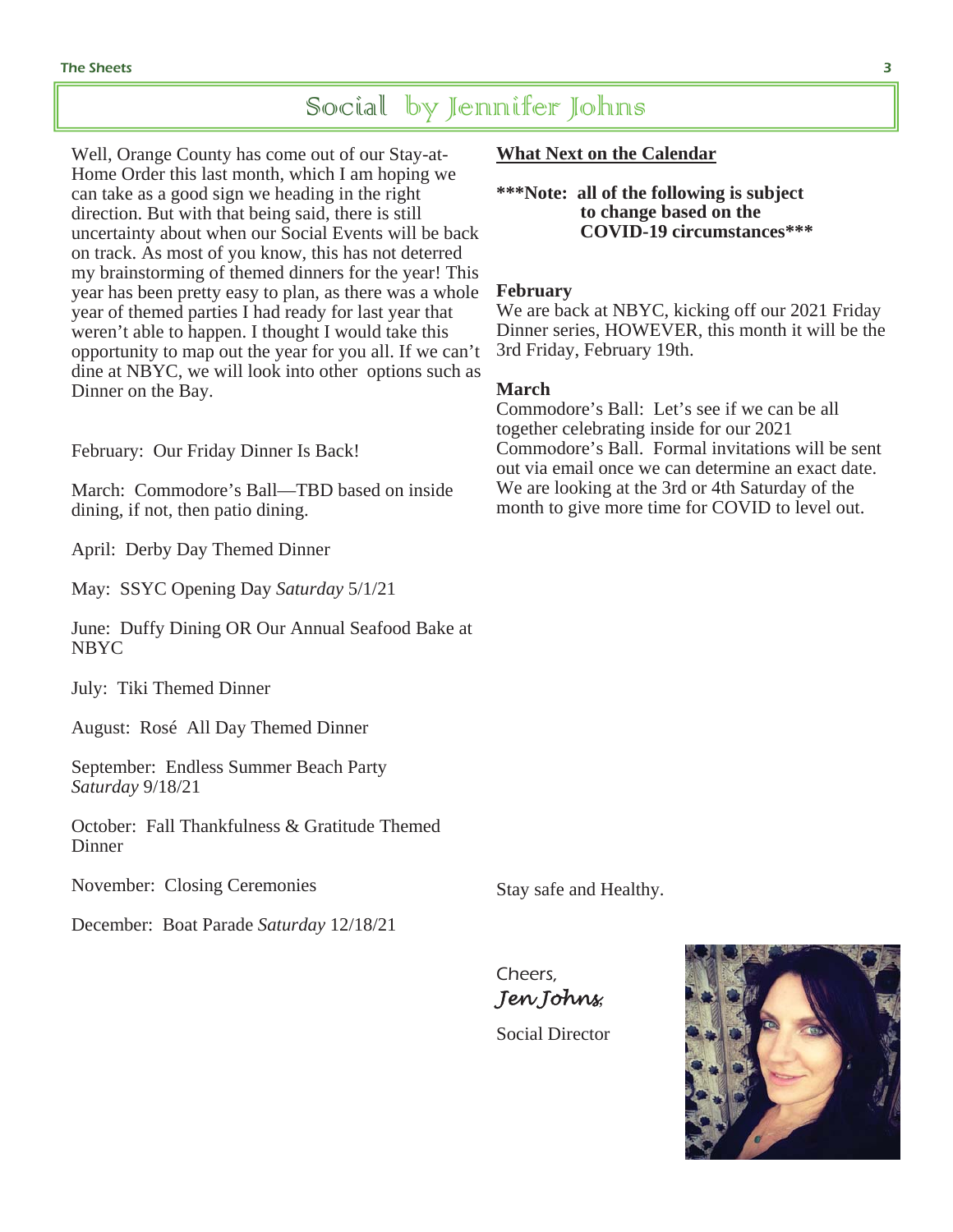# Social by Jennifer Johns

Well, Orange County has come out of our Stay-at-Home Order this last month, which I am hoping we can take as a good sign we heading in the right direction. But with that being said, there is still uncertainty about when our Social Events will be back on track. As most of you know, this has not deterred my brainstorming of themed dinners for the year! This year has been pretty easy to plan, as there was a whole year of themed parties I had ready for last year that weren't able to happen. I thought I would take this opportunity to map out the year for you all. If we can't dine at NBYC, we will look into other options such as Dinner on the Bay.

February: Our Friday Dinner Is Back!

March: Commodore's Ball—TBD based on inside dining, if not, then patio dining.

April: Derby Day Themed Dinner

May: SSYC Opening Day *Saturday* 5/1/21

June: Duffy Dining OR Our Annual Seafood Bake at NBYC

July: Tiki Themed Dinner

August: Rosé All Day Themed Dinner

September: Endless Summer Beach Party *Saturday* 9/18/21

October: Fall Thankfulness & Gratitude Themed Dinner

November: Closing Ceremonies

December: Boat Parade *Saturday* 12/18/21

**What Next on the Calendar**

**\*\*\*Note: all of the following is subject to change based on the COVID-19 circumstances\*\*\***

**February**

We are back at NBYC, kicking off our 2021 Friday Dinner series, HOWEVER, this month it will be the 3rd Friday, February 19th.

**March**

Commodore's Ball: Let's see if we can be all together celebrating inside for our 2021 Commodore's Ball. Formal invitations will be sent out via email once we can determine an exact date. We are looking at the 3rd or 4th Saturday of the month to give more time for COVID to level out.

Stay safe and Healthy.

Cheers,

*Jen Johns*

Social Director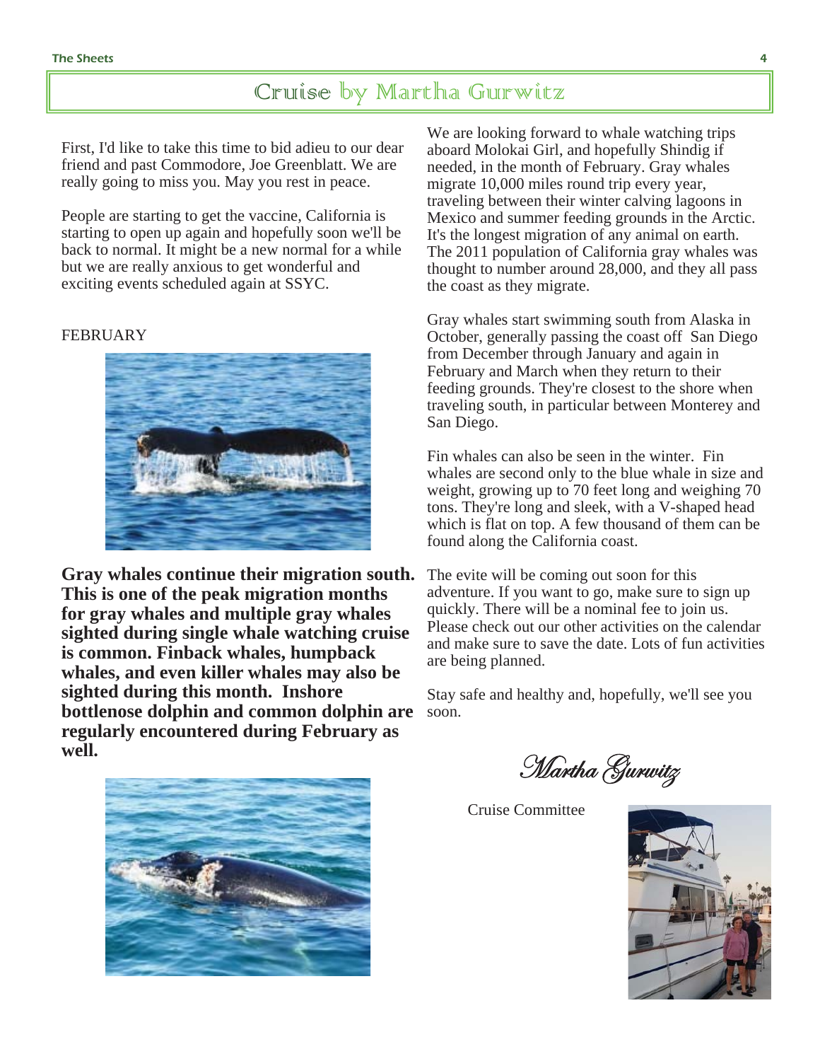# Cruise by Martha Gurwitz

First, I'd like to take this time to bid adieu to our dear friend and past Commodore, Joe Greenblatt. We are really going to miss you. May you rest in peace.

People are starting to get the vaccine, California is starting to open up again and hopefully soon we'll be back to normal. It might be a new normal for a while but we are really anxious to get wonderful and exciting events scheduled again at SSYC.

FEBRUARY

**Gray whales continue their migration south. This is one of the peak migration months for gray whales and multiple gray whales sighted during single whale watching cruise is common. Finback whales, humpback whales, and even killer whales may also be sighted during this month. Inshore bottlenose dolphin and common dolphin are regularly encountered during February as well.**

We are looking forward to whale watching trips aboard Molokai Girl, and hopefully Shindig if needed, in the month of February. Gray whales migrate 10,000 miles round trip every year, traveling between their winter calving lagoons in Mexico and summer feeding grounds in the Arctic. It's the longest migration of any animal on earth. The 2011 population of California gray whales was thought to number around 28,000, and they all pass the coast as they migrate.

Gray whales start swimming south from Alaska in October, generally passing the coast off San Diego from December through January and again in February and March when they return to their feeding grounds. They're closest to the shore when traveling south, in particular between Monterey and San Diego.

Fin whales can also be seen in the winter. Fin whales are second only to the blue whale in size and weight, growing up to 70 feet long and weighing 70 tons. They're long and sleek, with a V-shaped head which is flat on top. A few thousand of them can be found along the California coast.

The evite will be coming out soon for this adventure. If you want to go, make sure to sign up quickly. There will be a nominal fee to join us. Please check out our other activities on the calendar and make sure to save the date. Lots of fun activities are being planned.

Stay safe and healthy and, hopefully, we'll see you soon.

*Martha Gurwitz*

Cruise Committee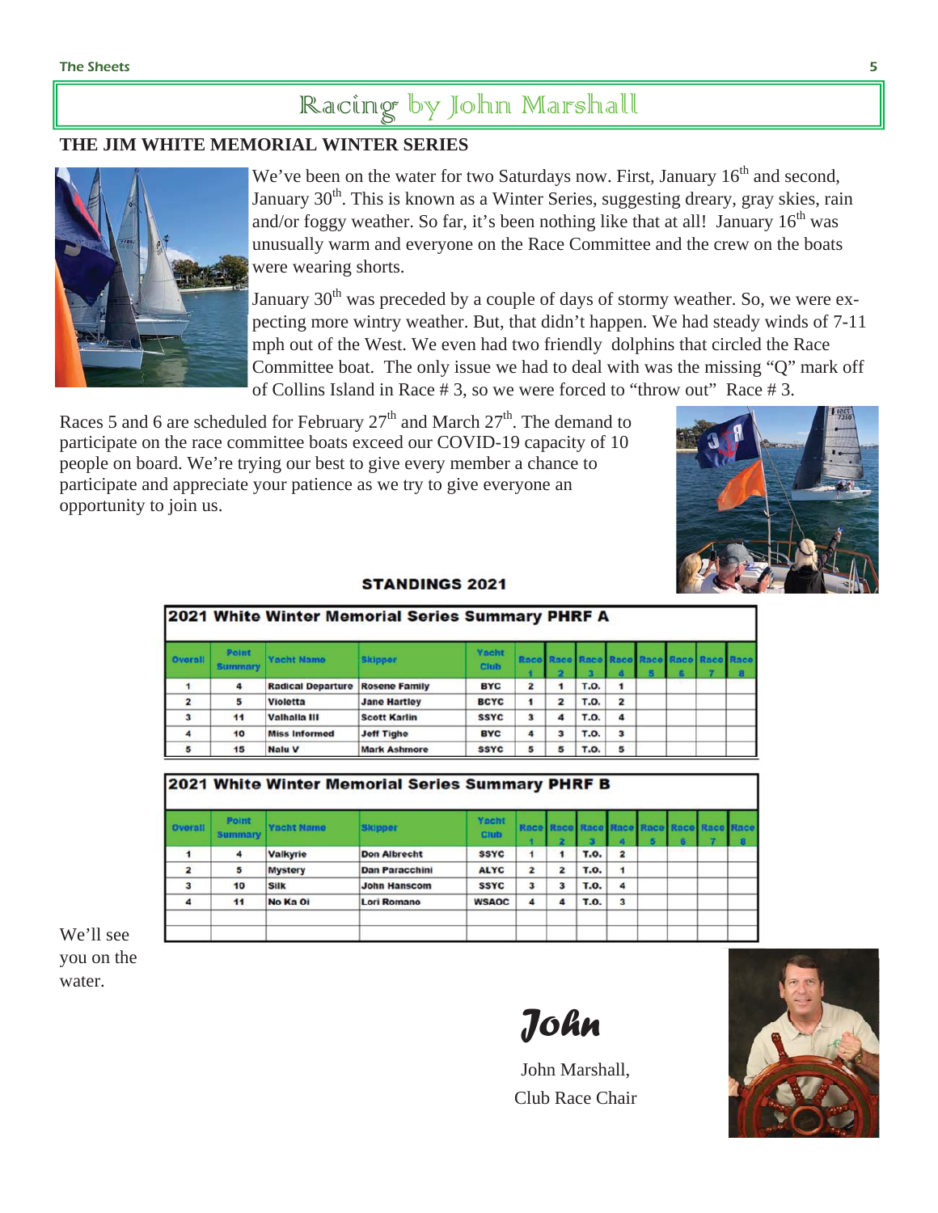# Racing by John Marshall

## THE JIM WHITE MEMORIAL WINTER SERIES

We've been on the water for two Saturdays now. First, January 16th and second, January 30th. This is known as a Winter Series, suggesting dreary, gray skies, rain and/or foggy weather. So far, it's been nothing like that at all! January 16th was unusually warm and everyone on the Race Committee and the crew on the boats were wearing shorts.

January 30th was preceded by a couple of days of stormy weather. So, we were expecting more wintry weather. But, that didn't happen. We had steady winds of 7-11 mph out of the West. We even had two friendly dolphins that circled the Race Committee boat. The only issue we had to deal with was the missing "Q" mark off of Collins Island in Race # 3, so we were forced to "throw out" Race # 3.

Races 5 and 6 are scheduled for February 27th and March 27th. The demand to participate on the race committee boats exceed our COVID-19 capacity of 10 people on board. We're trying our best to give every member a chance to participate and appreciate your patience as we try to give everyone an opportunity to join us.

### STANDINGS 2021

**2021 White Winter Memorial Series Summary PHRF A**

| Overall | Point Summary | Yacht Name | Skipper | Yacht Club | Race 1 | Race 2 | Race 3 | Race 4 | Race 5 | Race 6 | Race 7 | Race 8 |
|---|---|---|---|---|---|---|---|---|---|---|---|---|
| 1 | 4 | Radical Departure | Rosene Family | BYC | 2 | 1 | T.O. | 1 | | | | |
| 2 | 5 | Violetta | Jane Hartley | BCYC | 1 | 2 | T.O. | 2 | | | | |
| 3 | 11 | Valhalla III | Scott Karlin | SSYC | 3 | 4 | T.O. | 4 | | | | |
| 4 | 10 | Miss Informed | Jeff Tighe | BYC | 4 | 3 | T.O. | 3 | | | | |
| 5 | 15 | Nalu V | Mark Ashmore | SSYC | 5 | 5 | T.O. | 5 | | | | |

**2021 White Winter Memorial Series Summary PHRF B**

| Overall | Point Summary | Yacht Name | Skipper | Yacht Club | Race 1 | Race 2 | Race 3 | Race 4 | Race 5 | Race 6 | Race 7 | Race 8 |
|---|---|---|---|---|---|---|---|---|---|---|---|---|
| 1 | 4 | Valkyrie | Don Albrecht | SSYC | 1 | 1 | T.O. | 2 | | | | |
| 2 | 5 | Mystery | Dan Paracchini | ALYC | 2 | 2 | T.O. | 1 | | | | |
| 3 | 10 | Silk | John Hanscom | SSYC | 3 | 3 | T.O. | 4 | | | | |
| 4 | 11 | No Ka Oi | Lori Romano | WSAOC | 4 | 4 | T.O. | 3 | | | | |

We'll see you on the water.

*John*

John Marshall,
Club Race Chair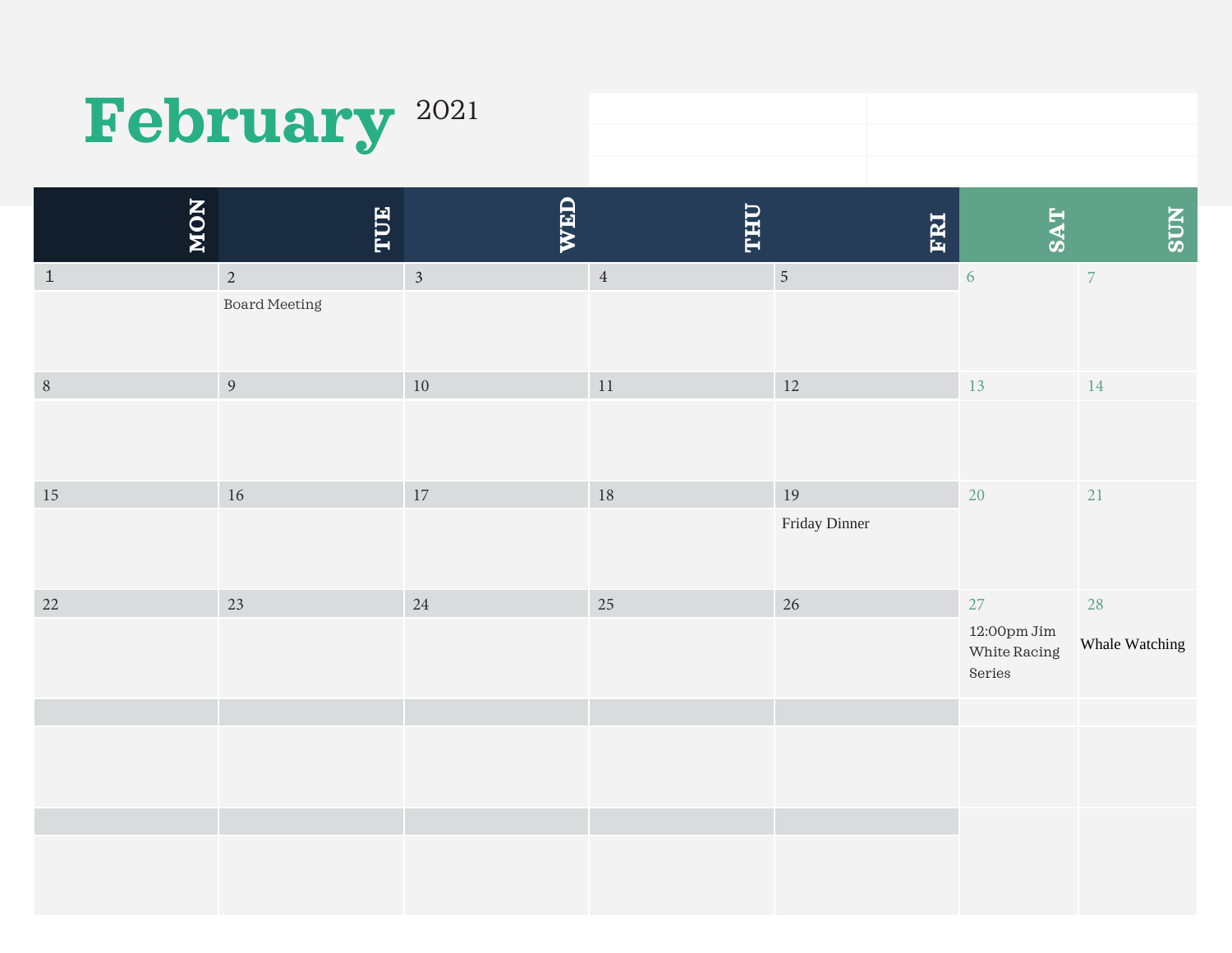# February 2021

| MON | TUE | WED | THU | FRI | SAT | SUN |
|---|---|---|---|---|---|---|
| 1 | 2<br>Board Meeting | 3 | 4 | 5 | 6 | 7 |
| 8 | 9 | 10 | 11 | 12 | 13 | 14 |
| 15 | 16 | 17 | 18 | 19<br>Friday Dinner | 20 | 21 |
| 22 | 23 | 24 | 25 | 26 | 27<br>12:00pm Jim White Racing Series | 28<br>Whale Watching |
| | | | | | | |
| | | | | | | |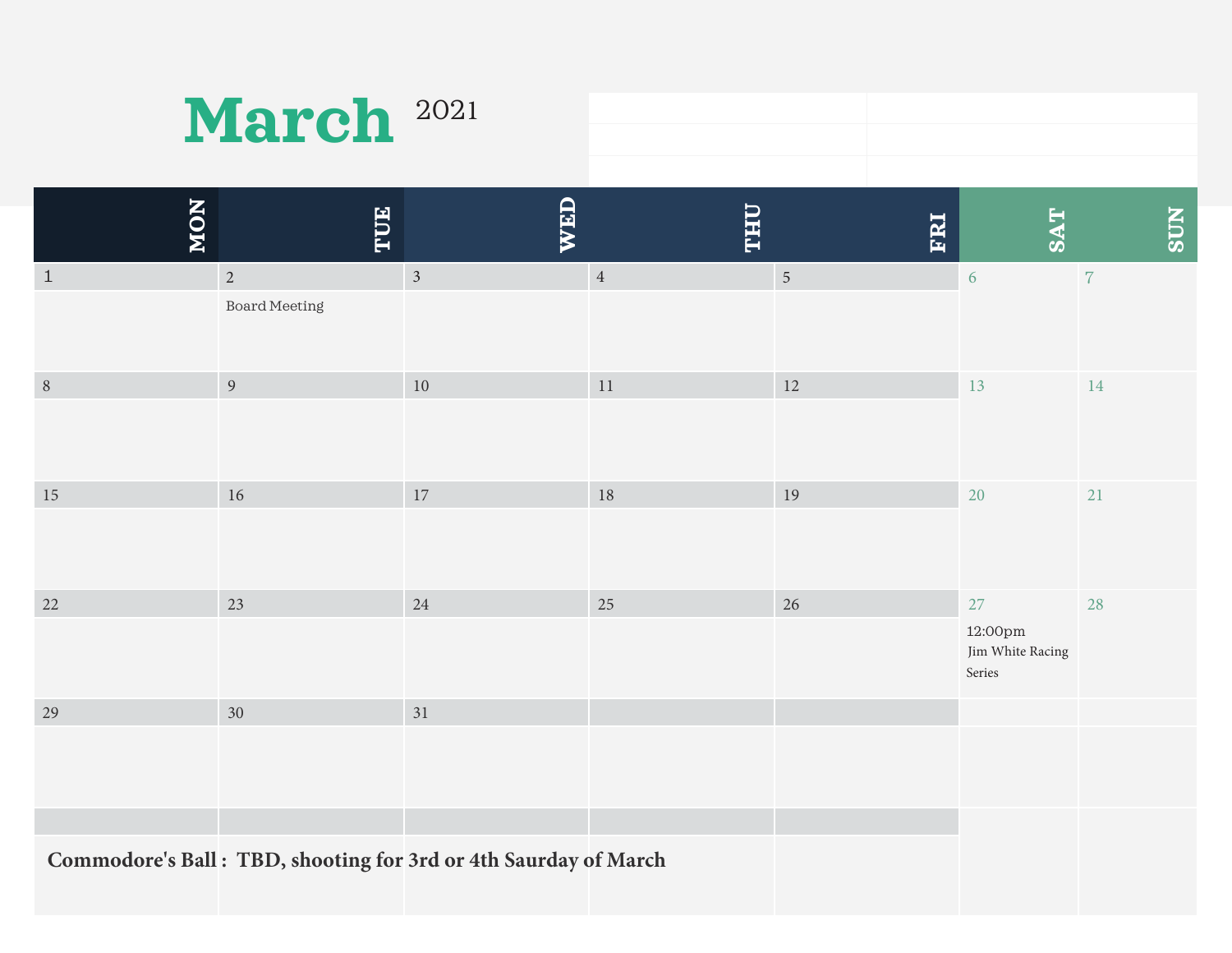# March 2021

| MON | TUE | WED | THU | FRI | SAT | SUN |
|---|---|---|---|---|---|---|
| 1 | 2<br>Board Meeting | 3 | 4 | 5 | 6 | 7 |
| 8 | 9 | 10 | 11 | 12 | 13 | 14 |
| 15 | 16 | 17 | 18 | 19 | 20 | 21 |
| 22 | 23 | 24 | 25 | 26 | 27<br>12:00pm<br>Jim White Racing Series | 28 |
| 29 | 30 | 31 | | | | |

**Commodore's Ball : TBD, shooting for 3rd or 4th Saurday of March**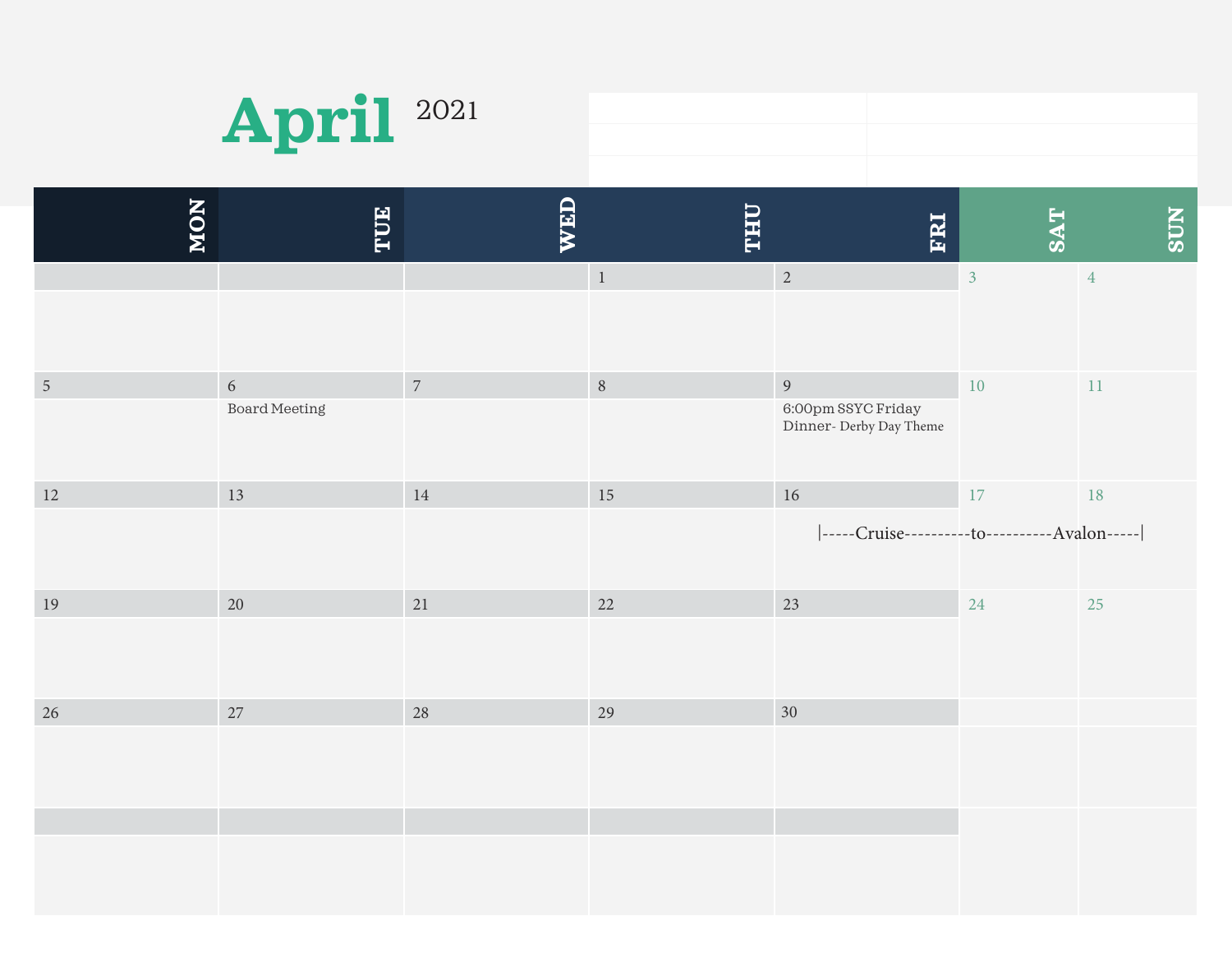# April 2021

| MON | TUE | WED | THU | FRI | SAT | SUN |
|---|---|---|---|---|---|---|
| | | | 1 | 2 | 3 | 4 |
| 5 | 6<br>Board Meeting | 7 | 8 | 9<br>6:00pm SSYC Friday Dinner- Derby Day Theme | 10 | 11 |
| 12 | 13 | 14 | 15 | 16<br>\|-----Cruise---------- | 17<br>to---------- | 18<br>Avalon-----\| |
| 19 | 20 | 21 | 22 | 23 | 24 | 25 |
| 26 | 27 | 28 | 29 | 30 | | |
| | | | | | | |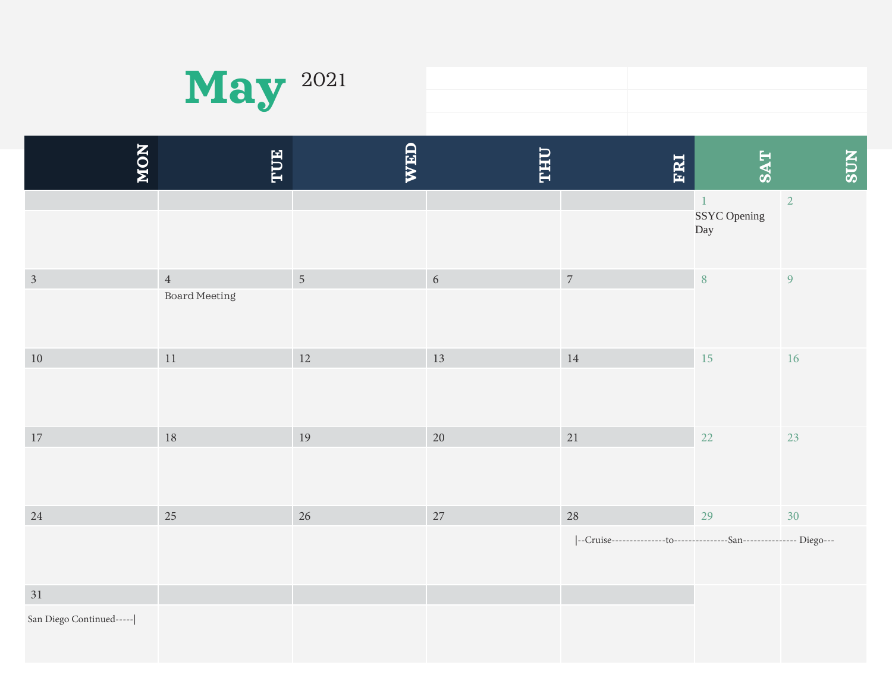# May 2021

| MON | TUE | WED | THU | FRI | SAT | SUN |
|---|---|---|---|---|---|---|
| | | | | | 1 SSYC Opening Day | 2 |
| 3 | 4 Board Meeting | 5 | 6 | 7 | 8 | 9 |
| 10 | 11 | 12 | 13 | 14 | 15 | 16 |
| 17 | 18 | 19 | 20 | 21 | 22 | 23 |
| 24 | 25 | 26 | 27 | 28 \|--Cruise--------------to | --------------San | -------------- Diego--- |
| 31 San Diego Continued-----\| | | | | | | |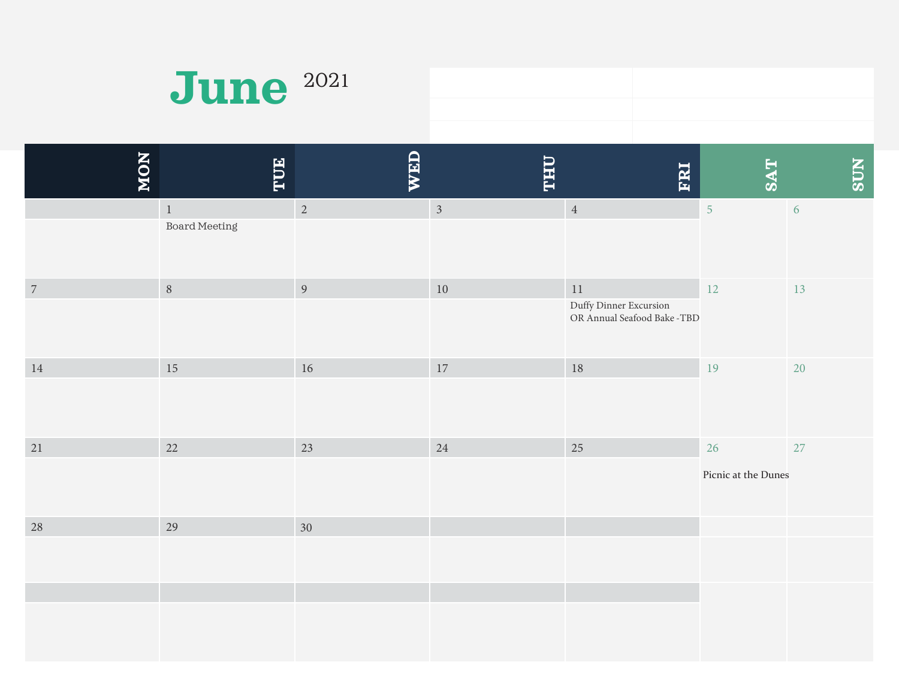# June 2021

| MON | TUE | WED | THU | FRI | SAT | SUN |
| --- | --- | --- | --- | --- | --- | --- |
| | 1 Board Meeting | 2 | 3 | 4 | 5 | 6 |
| 7 | 8 | 9 | 10 | 11 Duffy Dinner Excursion OR Annual Seafood Bake -TBD | 12 | 13 |
| 14 | 15 | 16 | 17 | 18 | 19 | 20 |
| 21 | 22 | 23 | 24 | 25 | 26 Picnic at the Dunes | 27 |
| 28 | 29 | 30 | | | | |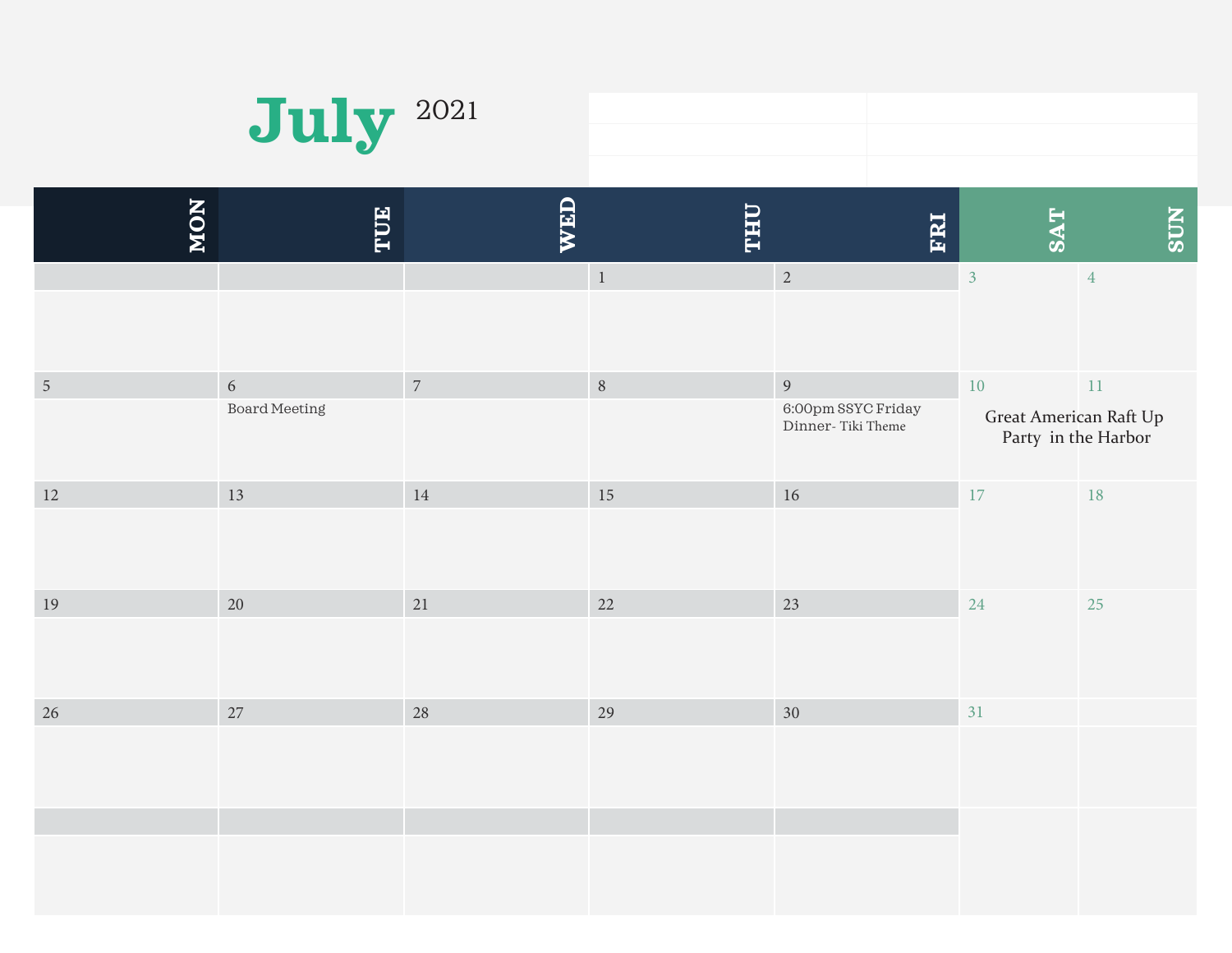# July 2021

| MON | TUE | WED | THU | FRI | SAT | SUN |
|---|---|---|---|---|---|---|
| | | | 1 | 2 | 3 | 4 |
| 5 | 6<br>Board Meeting | 7 | 8 | 9<br>6:00pm SSYC Friday Dinner- Tiki Theme | 10<br>Great American Raft Up Party in the Harbor | 11 |
| 12 | 13 | 14 | 15 | 16 | 17 | 18 |
| 19 | 20 | 21 | 22 | 23 | 24 | 25 |
| 26 | 27 | 28 | 29 | 30 | 31 | |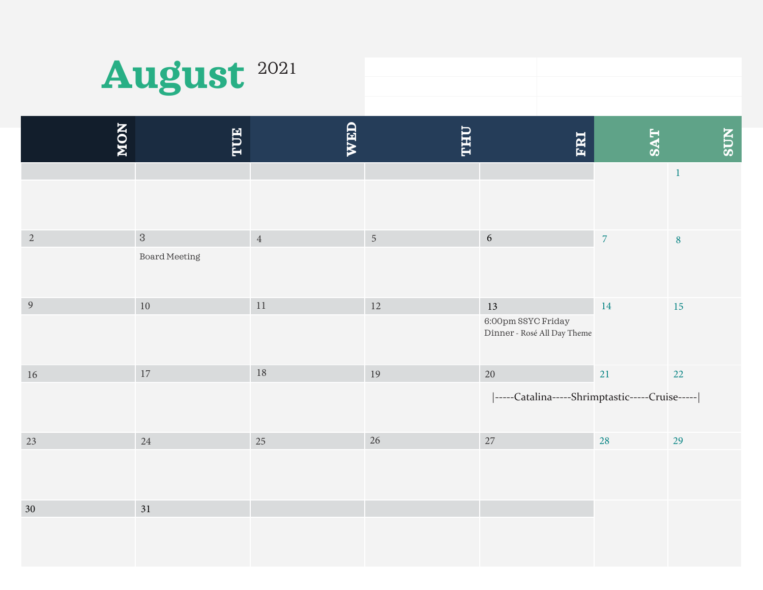# August 2021

| MON | TUE | WED | THU | FRI | SAT | SUN |
|---|---|---|---|---|---|---|
| | | | | | | 1 |
| 2 | 3 Board Meeting | 4 | 5 | 6 | 7 | 8 |
| 9 | 10 | 11 | 12 | 13 6:00pm SSYC Friday Dinner - Rosé All Day Theme | 14 | 15 |
| 16 | 17 | 18 | 19 | 20 \|-----Catalina-----Shrimptastic-----Cruise-----\| | 21 | 22 |
| 23 | 24 | 25 | 26 | 27 | 28 | 29 |
| 30 | 31 | | | | | |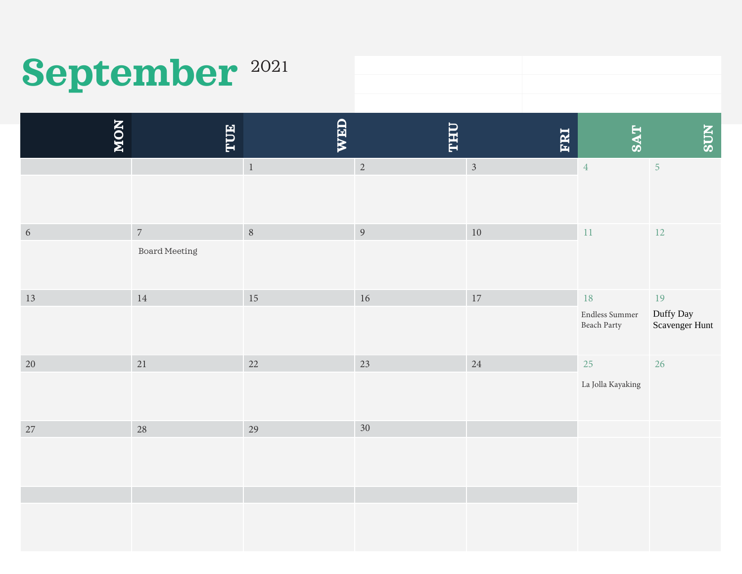# September 2021

| MON | TUE | WED | THU | FRI | SAT | SUN |
| --- | --- | --- | --- | --- | --- | --- |
| | | 1 | 2 | 3 | 4 | 5 |
| 6 | 7 Board Meeting | 8 | 9 | 10 | 11 | 12 |
| 13 | 14 | 15 | 16 | 17 | 18 Endless Summer Beach Party | 19 Duffy Day Scavenger Hunt |
| 20 | 21 | 22 | 23 | 24 | 25 La Jolla Kayaking | 26 |
| 27 | 28 | 29 | 30 | | | |
| | | | | | | |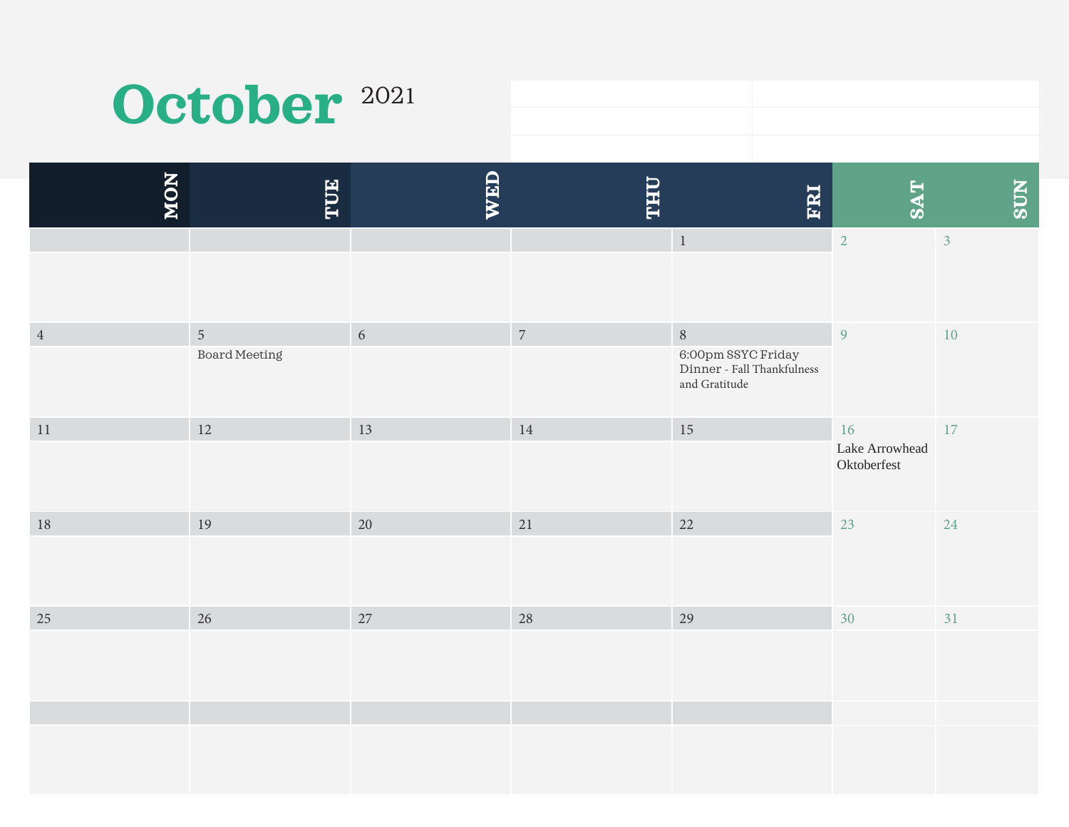# October 2021

| MON | TUE | WED | THU | FRI | SAT | SUN |
|---|---|---|---|---|---|---|
| | | | | 1 | 2 | 3 |
| 4 | 5 Board Meeting | 6 | 7 | 8 6:00pm SSYC Friday Dinner - Fall Thankfulness and Gratitude | 9 | 10 |
| 11 | 12 | 13 | 14 | 15 | 16 Lake Arrowhead Oktoberfest | 17 |
| 18 | 19 | 20 | 21 | 22 | 23 | 24 |
| 25 | 26 | 27 | 28 | 29 | 30 | 31 |
| | | | | | | |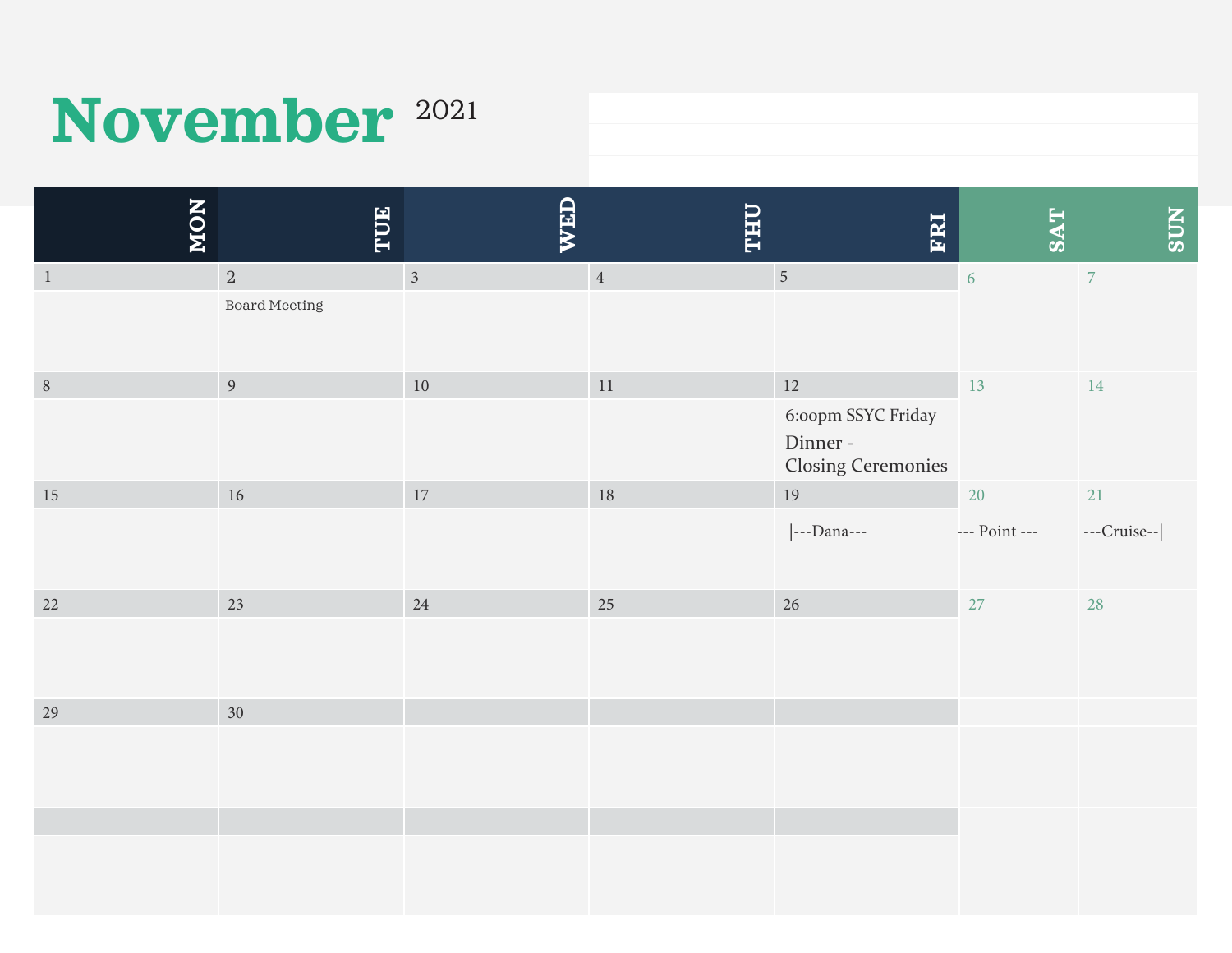# November 2021

| MON | TUE | WED | THU | FRI | SAT | SUN |
|---|---|---|---|---|---|---|
| 1 | 2<br>Board Meeting | 3 | 4 | 5 | 6 | 7 |
| 8 | 9 | 10 | 11 | 12<br>6:oopm SSYC Friday Dinner - Closing Ceremonies | 13 | 14 |
| 15 | 16 | 17 | 18 | 19<br>\|---Dana--- | 20<br>--- Point --- | 21<br>---Cruise--\| |
| 22 | 23 | 24 | 25 | 26 | 27 | 28 |
| 29 | 30 | | | | | |
| | | | | | | |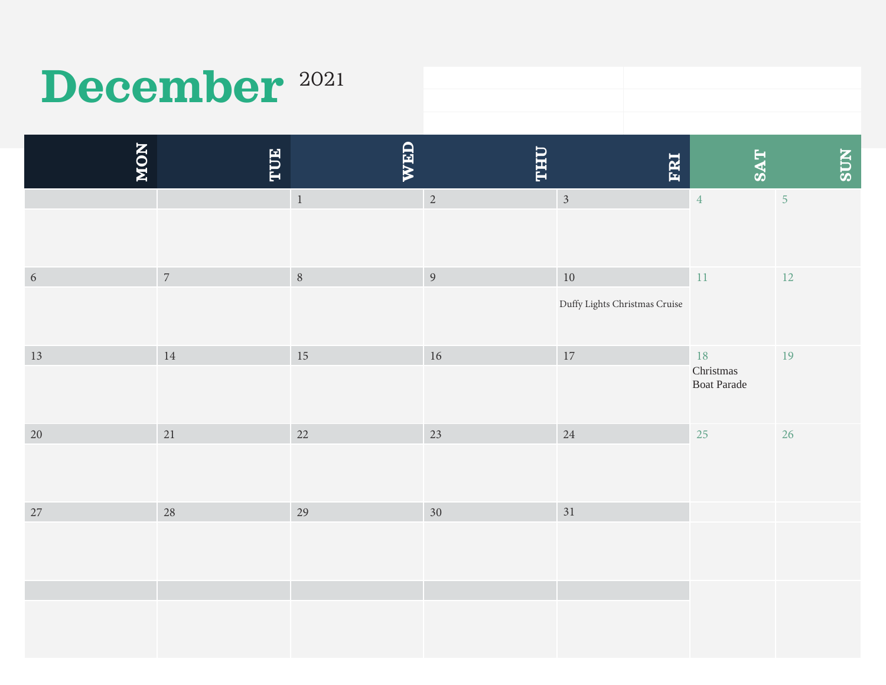# December 2021

| MON | TUE | WED | THU | FRI | SAT | SUN |
|---|---|---|---|---|---|---|
| | | 1 | 2 | 3 | 4 | 5 |
| 6 | 7 | 8 | 9 | 10 Duffy Lights Christmas Cruise | 11 | 12 |
| 13 | 14 | 15 | 16 | 17 | 18 Christmas Boat Parade | 19 |
| 20 | 21 | 22 | 23 | 24 | 25 | 26 |
| 27 | 28 | 29 | 30 | 31 | | |
| | | | | | | |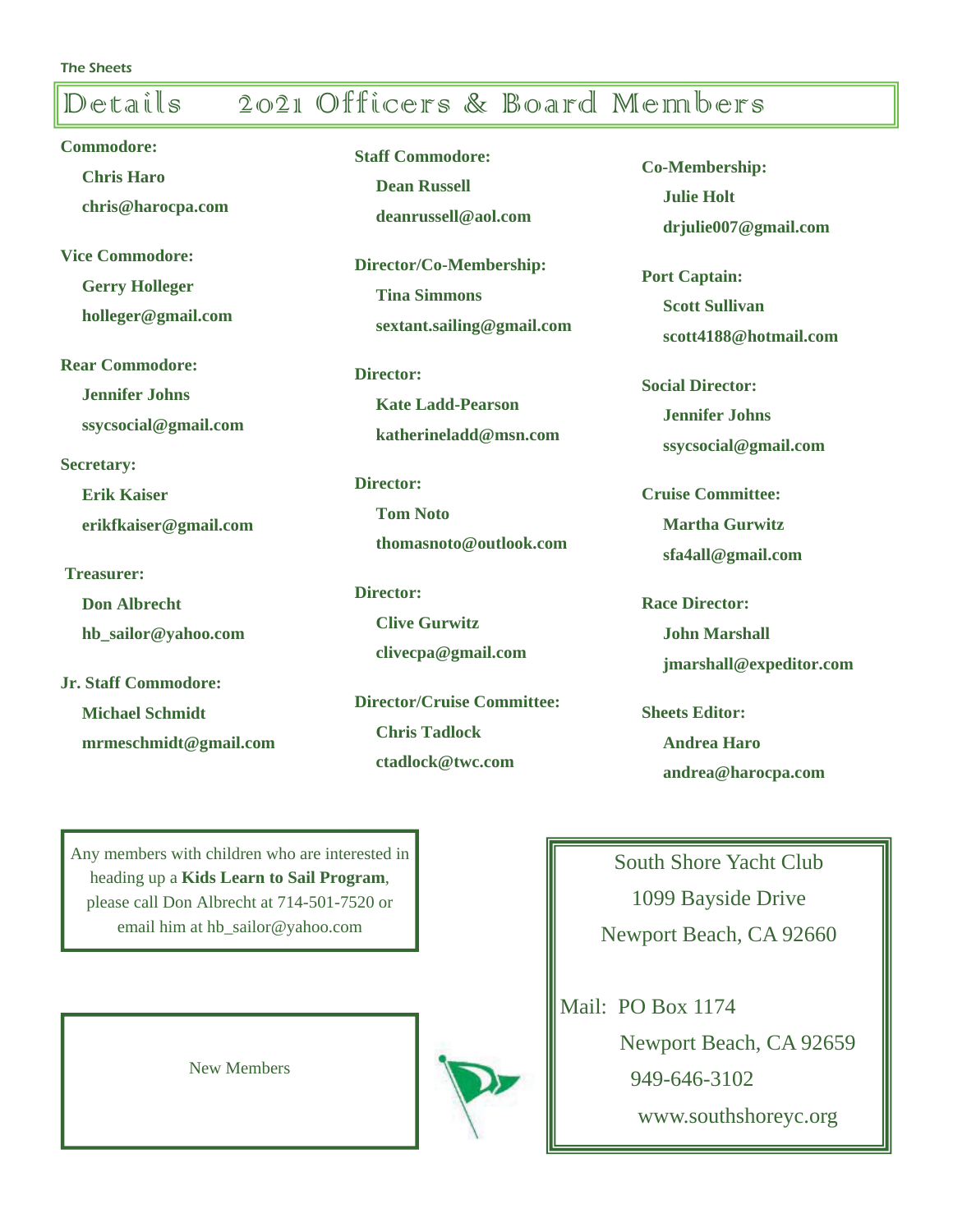# Details 2021 Officers & Board Members

**Commodore:**
**Chris Haro**
**chris@harocpa.com**

**Vice Commodore:**
**Gerry Holleger**
**holleger@gmail.com**

**Rear Commodore:**
**Jennifer Johns**
**ssycsocial@gmail.com**

**Secretary:**
**Erik Kaiser**
**erikfkaiser@gmail.com**

**Treasurer:**
**Don Albrecht**
**hb_sailor@yahoo.com**

**Jr. Staff Commodore:**
**Michael Schmidt**
**mrmeschmidt@gmail.com**

**Staff Commodore:**
**Dean Russell**
**deanrussell@aol.com**

**Director/Co-Membership:**
**Tina Simmons**
**sextant.sailing@gmail.com**

**Director:**
**Kate Ladd-Pearson**
**katherineladd@msn.com**

**Director:**
**Tom Noto**
**thomasnoto@outlook.com**

**Director:**
**Clive Gurwitz**
**clivecpa@gmail.com**

**Director/Cruise Committee:**
**Chris Tadlock**
**ctadlock@twc.com**

**Co-Membership:**
**Julie Holt**
**drjulie007@gmail.com**

**Port Captain:**
**Scott Sullivan**
**scott4188@hotmail.com**

**Social Director:**
**Jennifer Johns**
**ssycsocial@gmail.com**

**Cruise Committee:**
**Martha Gurwitz**
**sfa4all@gmail.com**

**Race Director:**
**John Marshall**
**jmarshall@expeditor.com**

**Sheets Editor:**
**Andrea Haro**
**andrea@harocpa.com**

Any members with children who are interested in heading up a **Kids Learn to Sail Program**, please call Don Albrecht at 714-501-7520 or email him at hb_sailor@yahoo.com

New Members

South Shore Yacht Club
1099 Bayside Drive
Newport Beach, CA 92660

Mail: PO Box 1174
Newport Beach, CA 92659
949-646-3102
www.southshoreyc.org